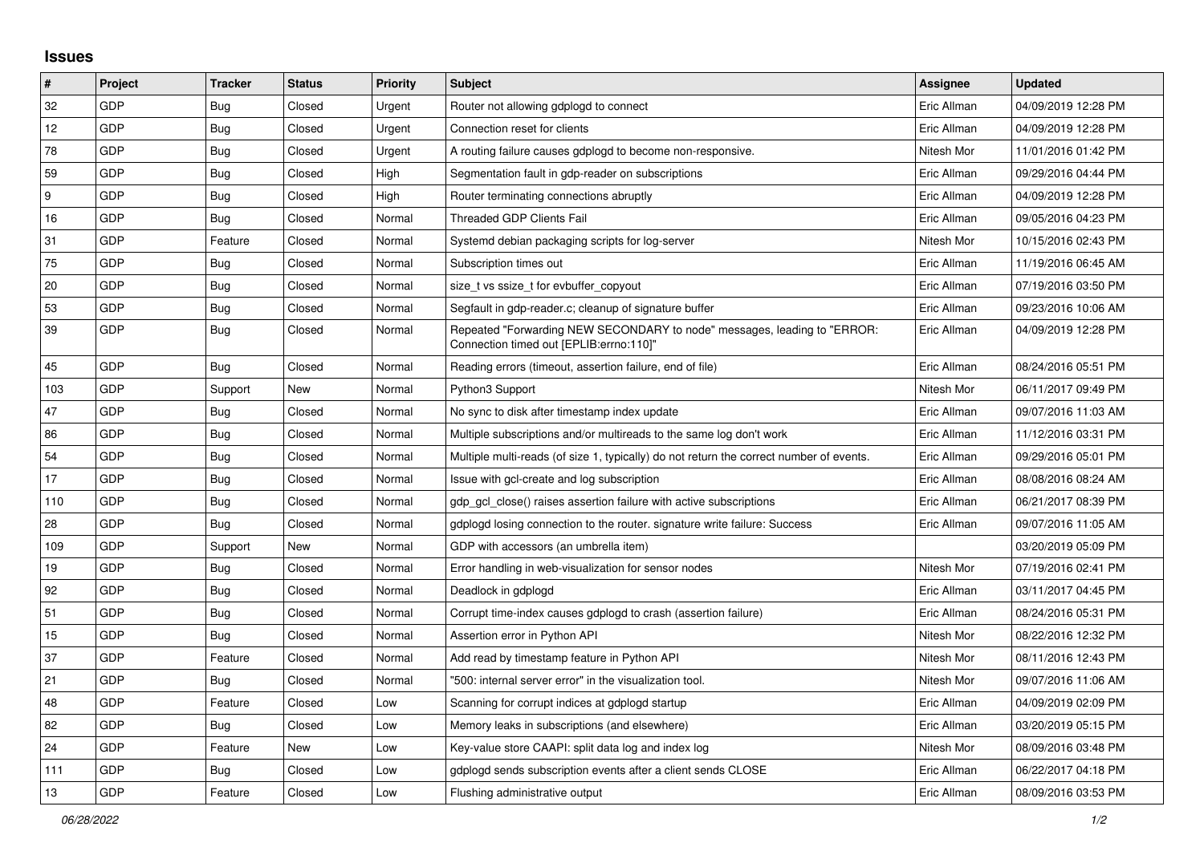## Issues

| # | Project | Tracker | Status | Priority | Subject | Assignee | Updated |
|---|---|---|---|---|---|---|---|
| 32 | GDP | Bug | Closed | Urgent | Router not allowing gdplogd to connect | Eric Allman | 04/09/2019 12:28 PM |
| 12 | GDP | Bug | Closed | Urgent | Connection reset for clients | Eric Allman | 04/09/2019 12:28 PM |
| 78 | GDP | Bug | Closed | Urgent | A routing failure causes gdplogd to become non-responsive. | Nitesh Mor | 11/01/2016 01:42 PM |
| 59 | GDP | Bug | Closed | High | Segmentation fault in gdp-reader on subscriptions | Eric Allman | 09/29/2016 04:44 PM |
| 9 | GDP | Bug | Closed | High | Router terminating connections abruptly | Eric Allman | 04/09/2019 12:28 PM |
| 16 | GDP | Bug | Closed | Normal | Threaded GDP Clients Fail | Eric Allman | 09/05/2016 04:23 PM |
| 31 | GDP | Feature | Closed | Normal | Systemd debian packaging scripts for log-server | Nitesh Mor | 10/15/2016 02:43 PM |
| 75 | GDP | Bug | Closed | Normal | Subscription times out | Eric Allman | 11/19/2016 06:45 AM |
| 20 | GDP | Bug | Closed | Normal | size_t vs ssize_t for evbuffer_copyout | Eric Allman | 07/19/2016 03:50 PM |
| 53 | GDP | Bug | Closed | Normal | Segfault in gdp-reader.c; cleanup of signature buffer | Eric Allman | 09/23/2016 10:06 AM |
| 39 | GDP | Bug | Closed | Normal | Repeated "Forwarding NEW SECONDARY to node" messages, leading to "ERROR: Connection timed out [EPLIB:errno:110]" | Eric Allman | 04/09/2019 12:28 PM |
| 45 | GDP | Bug | Closed | Normal | Reading errors (timeout, assertion failure, end of file) | Eric Allman | 08/24/2016 05:51 PM |
| 103 | GDP | Support | New | Normal | Python3 Support | Nitesh Mor | 06/11/2017 09:49 PM |
| 47 | GDP | Bug | Closed | Normal | No sync to disk after timestamp index update | Eric Allman | 09/07/2016 11:03 AM |
| 86 | GDP | Bug | Closed | Normal | Multiple subscriptions and/or multireads to the same log don't work | Eric Allman | 11/12/2016 03:31 PM |
| 54 | GDP | Bug | Closed | Normal | Multiple multi-reads (of size 1, typically) do not return the correct number of events. | Eric Allman | 09/29/2016 05:01 PM |
| 17 | GDP | Bug | Closed | Normal | Issue with gcl-create and log subscription | Eric Allman | 08/08/2016 08:24 AM |
| 110 | GDP | Bug | Closed | Normal | gdp_gcl_close() raises assertion failure with active subscriptions | Eric Allman | 06/21/2017 08:39 PM |
| 28 | GDP | Bug | Closed | Normal | gdplogd losing connection to the router. signature write failure: Success | Eric Allman | 09/07/2016 11:05 AM |
| 109 | GDP | Support | New | Normal | GDP with accessors (an umbrella item) | | 03/20/2019 05:09 PM |
| 19 | GDP | Bug | Closed | Normal | Error handling in web-visualization for sensor nodes | Nitesh Mor | 07/19/2016 02:41 PM |
| 92 | GDP | Bug | Closed | Normal | Deadlock in gdplogd | Eric Allman | 03/11/2017 04:45 PM |
| 51 | GDP | Bug | Closed | Normal | Corrupt time-index causes gdplogd to crash (assertion failure) | Eric Allman | 08/24/2016 05:31 PM |
| 15 | GDP | Bug | Closed | Normal | Assertion error in Python API | Nitesh Mor | 08/22/2016 12:32 PM |
| 37 | GDP | Feature | Closed | Normal | Add read by timestamp feature in Python API | Nitesh Mor | 08/11/2016 12:43 PM |
| 21 | GDP | Bug | Closed | Normal | "500: internal server error" in the visualization tool. | Nitesh Mor | 09/07/2016 11:06 AM |
| 48 | GDP | Feature | Closed | Low | Scanning for corrupt indices at gdplogd startup | Eric Allman | 04/09/2019 02:09 PM |
| 82 | GDP | Bug | Closed | Low | Memory leaks in subscriptions (and elsewhere) | Eric Allman | 03/20/2019 05:15 PM |
| 24 | GDP | Feature | New | Low | Key-value store CAAPI: split data log and index log | Nitesh Mor | 08/09/2016 03:48 PM |
| 111 | GDP | Bug | Closed | Low | gdplogd sends subscription events after a client sends CLOSE | Eric Allman | 06/22/2017 04:18 PM |
| 13 | GDP | Feature | Closed | Low | Flushing administrative output | Eric Allman | 08/09/2016 03:53 PM |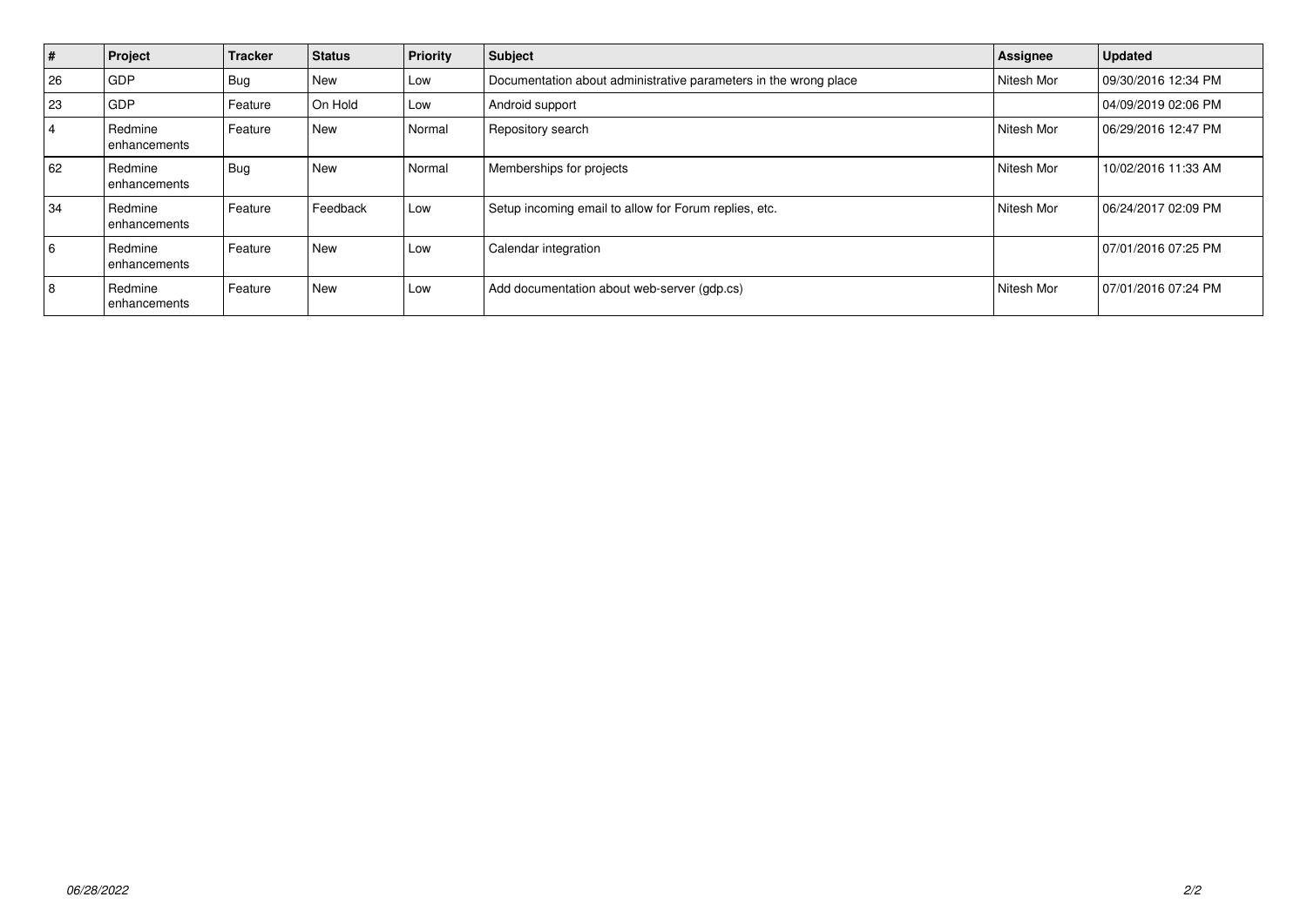| # | Project | Tracker | Status | Priority | Subject | Assignee | Updated |
|---|---|---|---|---|---|---|---|
| 26 | GDP | Bug | New | Low | Documentation about administrative parameters in the wrong place | Nitesh Mor | 09/30/2016 12:34 PM |
| 23 | GDP | Feature | On Hold | Low | Android support | | 04/09/2019 02:06 PM |
| 4 | Redmine enhancements | Feature | New | Normal | Repository search | Nitesh Mor | 06/29/2016 12:47 PM |
| 62 | Redmine enhancements | Bug | New | Normal | Memberships for projects | Nitesh Mor | 10/02/2016 11:33 AM |
| 34 | Redmine enhancements | Feature | Feedback | Low | Setup incoming email to allow for Forum replies, etc. | Nitesh Mor | 06/24/2017 02:09 PM |
| 6 | Redmine enhancements | Feature | New | Low | Calendar integration | | 07/01/2016 07:25 PM |
| 8 | Redmine enhancements | Feature | New | Low | Add documentation about web-server (gdp.cs) | Nitesh Mor | 07/01/2016 07:24 PM |

*06/28/2022*